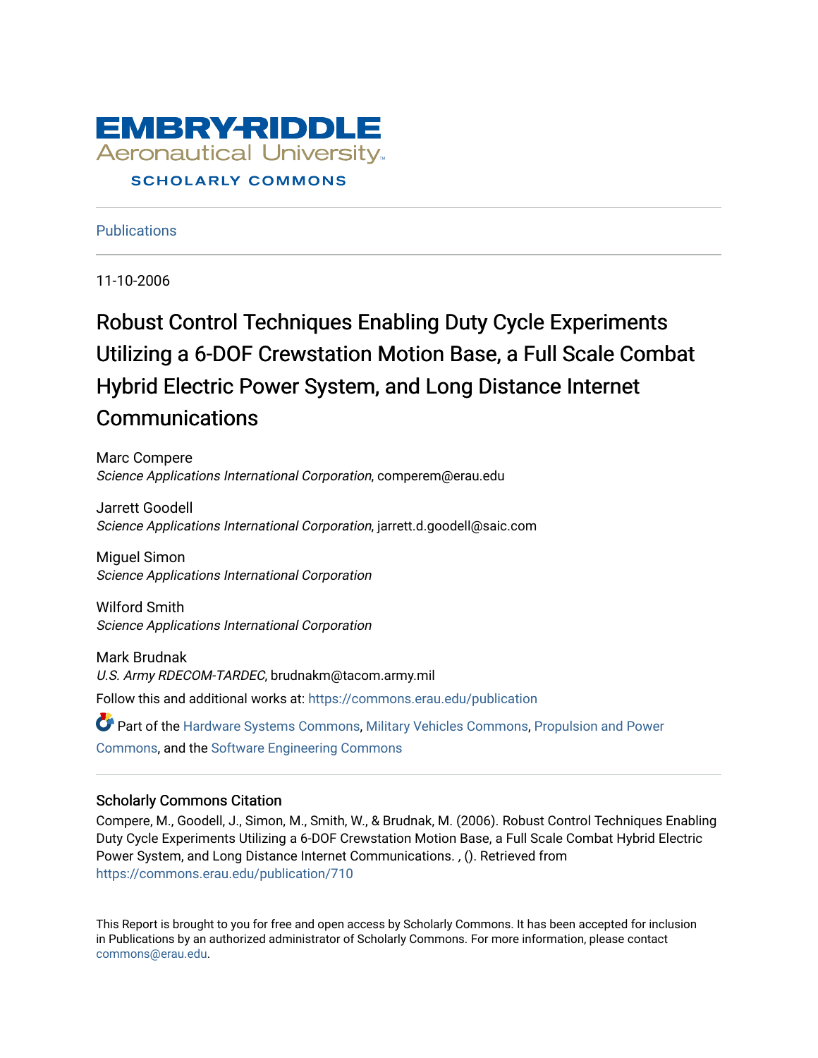EMBRY-RIDDLE
Aeronautical University
SCHOLARLY COMMONS

Publications

11-10-2006

# Robust Control Techniques Enabling Duty Cycle Experiments Utilizing a 6-DOF Crewstation Motion Base, a Full Scale Combat Hybrid Electric Power System, and Long Distance Internet Communications

Marc Compere
*Science Applications International Corporation*, comperem@erau.edu

Jarrett Goodell
*Science Applications International Corporation*, jarrett.d.goodell@saic.com

Miguel Simon
*Science Applications International Corporation*

Wilford Smith
*Science Applications International Corporation*

Mark Brudnak
*U.S. Army RDECOM-TARDEC*, brudnakm@tacom.army.mil

Follow this and additional works at: https://commons.erau.edu/publication

Part of the Hardware Systems Commons, Military Vehicles Commons, Propulsion and Power Commons, and the Software Engineering Commons

## Scholarly Commons Citation

Compere, M., Goodell, J., Simon, M., Smith, W., & Brudnak, M. (2006). Robust Control Techniques Enabling Duty Cycle Experiments Utilizing a 6-DOF Crewstation Motion Base, a Full Scale Combat Hybrid Electric Power System, and Long Distance Internet Communications. , (). Retrieved from https://commons.erau.edu/publication/710

This Report is brought to you for free and open access by Scholarly Commons. It has been accepted for inclusion in Publications by an authorized administrator of Scholarly Commons. For more information, please contact commons@erau.edu.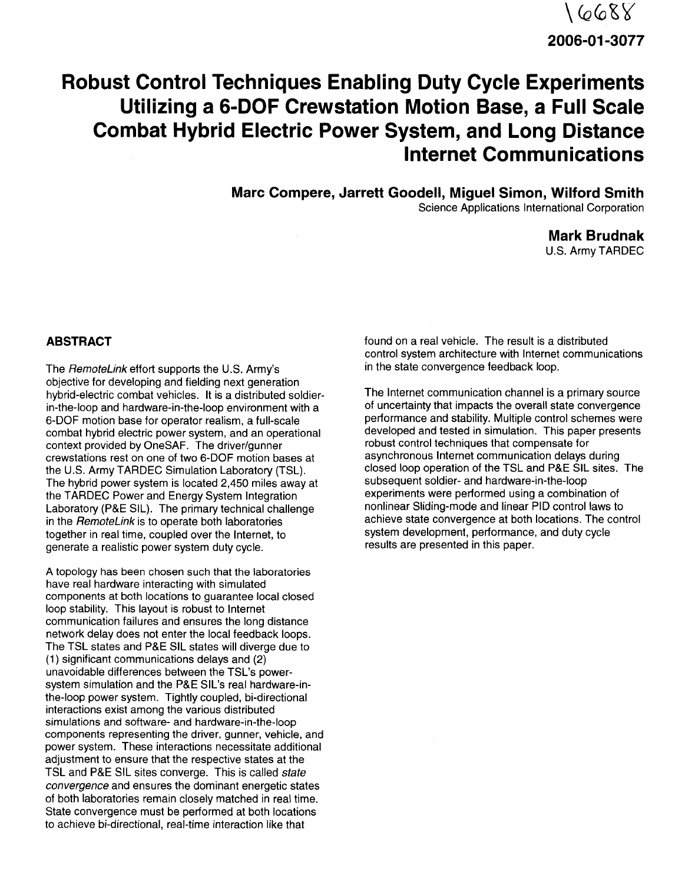2006-01-3077

# Robust Control Techniques Enabling Duty Cycle Experiments Utilizing a 6-DOF Crewstation Motion Base, a Full Scale Combat Hybrid Electric Power System, and Long Distance Internet Communications

**Marc Compere, Jarrett Goodell, Miguel Simon, Wilford Smith**
Science Applications International Corporation

**Mark Brudnak**
U.S. Army TARDEC

## ABSTRACT

The *RemoteLink* effort supports the U.S. Army's objective for developing and fielding next generation hybrid-electric combat vehicles. It is a distributed soldier-in-the-loop and hardware-in-the-loop environment with a 6-DOF motion base for operator realism, a full-scale combat hybrid electric power system, and an operational context provided by OneSAF. The driver/gunner crewstations rest on one of two 6-DOF motion bases at the U.S. Army TARDEC Simulation Laboratory (TSL). The hybrid power system is located 2,450 miles away at the TARDEC Power and Energy System Integration Laboratory (P&E SIL). The primary technical challenge in the *RemoteLink* is to operate both laboratories together in real time, coupled over the Internet, to generate a realistic power system duty cycle.

A topology has been chosen such that the laboratories have real hardware interacting with simulated components at both locations to guarantee local closed loop stability. This layout is robust to Internet communication failures and ensures the long distance network delay does not enter the local feedback loops. The TSL states and P&E SIL states will diverge due to (1) significant communications delays and (2) unavoidable differences between the TSL's power-system simulation and the P&E SIL's real hardware-in-the-loop power system. Tightly coupled, bi-directional interactions exist among the various distributed simulations and software- and hardware-in-the-loop components representing the driver, gunner, vehicle, and power system. These interactions necessitate additional adjustment to ensure that the respective states at the TSL and P&E SIL sites converge. This is called *state convergence* and ensures the dominant energetic states of both laboratories remain closely matched in real time. State convergence must be performed at both locations to achieve bi-directional, real-time interaction like that found on a real vehicle. The result is a distributed control system architecture with Internet communications in the state convergence feedback loop.

The Internet communication channel is a primary source of uncertainty that impacts the overall state convergence performance and stability. Multiple control schemes were developed and tested in simulation. This paper presents robust control techniques that compensate for asynchronous Internet communication delays during closed loop operation of the TSL and P&E SIL sites. The subsequent soldier- and hardware-in-the-loop experiments were performed using a combination of nonlinear Sliding-mode and linear PID control laws to achieve state convergence at both locations. The control system development, performance, and duty cycle results are presented in this paper.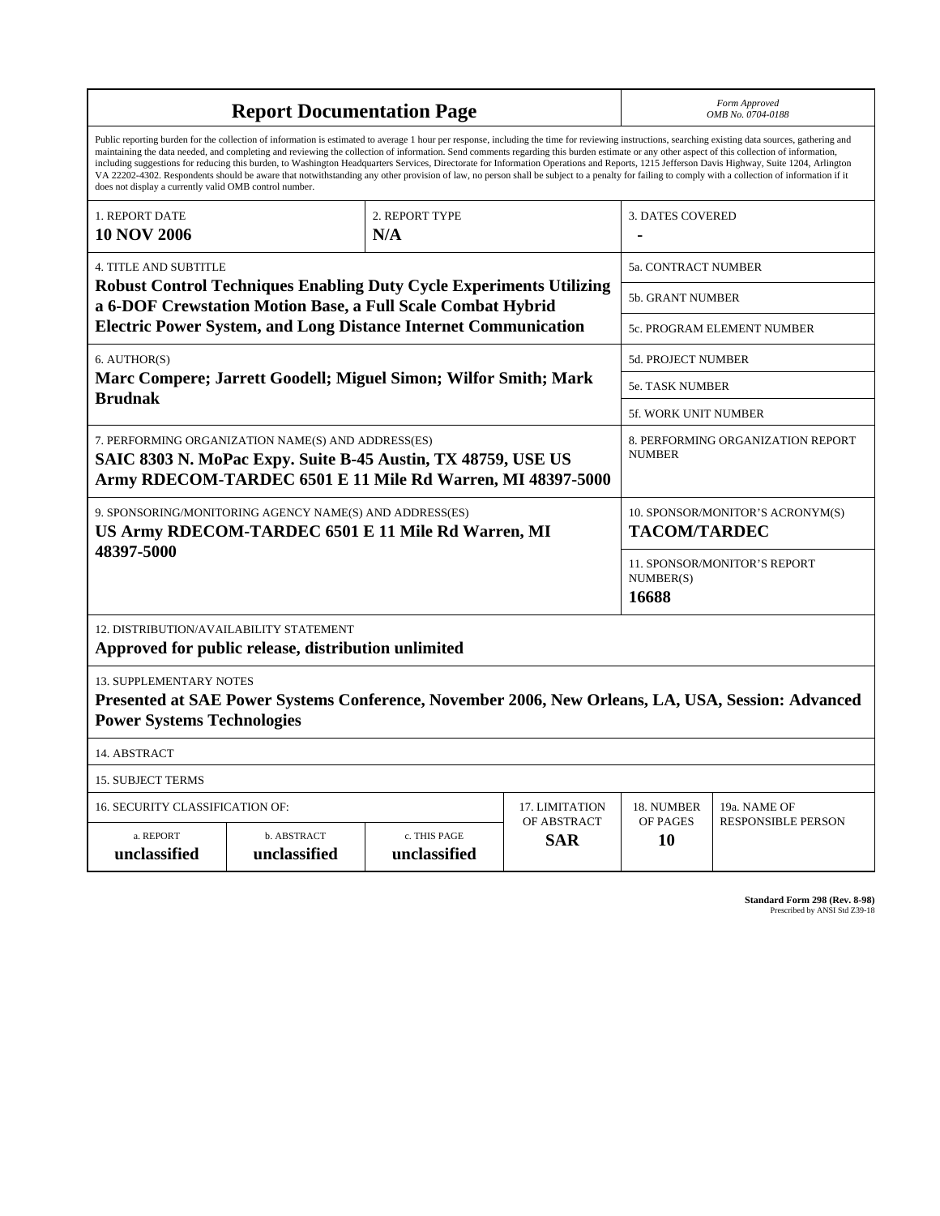# Report Documentation Page

*Form Approved*
*OMB No. 0704-0188*

Public reporting burden for the collection of information is estimated to average 1 hour per response, including the time for reviewing instructions, searching existing data sources, gathering and maintaining the data needed, and completing and reviewing the collection of information. Send comments regarding this burden estimate or any other aspect of this collection of information, including suggestions for reducing this burden, to Washington Headquarters Services, Directorate for Information Operations and Reports, 1215 Jefferson Davis Highway, Suite 1204, Arlington VA 22202-4302. Respondents should be aware that notwithstanding any other provision of law, no person shall be subject to a penalty for failing to comply with a collection of information if it does not display a currently valid OMB control number.

| 1. REPORT DATE | 2. REPORT TYPE | 3. DATES COVERED |
|---|---|---|
| **10 NOV 2006** | **N/A** | **-** |

| 4. TITLE AND SUBTITLE | |
|---|---|
| **Robust Control Techniques Enabling Duty Cycle Experiments Utilizing a 6-DOF Crewstation Motion Base, a Full Scale Combat Hybrid Electric Power System, and Long Distance Internet Communication** | 5a. CONTRACT NUMBER |
| | 5b. GRANT NUMBER |
| | 5c. PROGRAM ELEMENT NUMBER |

| 6. AUTHOR(S) | |
|---|---|
| **Marc Compere; Jarrett Goodell; Miguel Simon; Wilfor Smith; Mark Brudnak** | 5d. PROJECT NUMBER |
| | 5e. TASK NUMBER |
| | 5f. WORK UNIT NUMBER |

| 7. PERFORMING ORGANIZATION NAME(S) AND ADDRESS(ES) | 8. PERFORMING ORGANIZATION REPORT NUMBER |
|---|---|
| **SAIC 8303 N. MoPac Expy. Suite B-45 Austin, TX 48759, USE US Army RDECOM-TARDEC 6501 E 11 Mile Rd Warren, MI 48397-5000** | |

| 9. SPONSORING/MONITORING AGENCY NAME(S) AND ADDRESS(ES) | 10. SPONSOR/MONITOR'S ACRONYM(S) |
|---|---|
| **US Army RDECOM-TARDEC 6501 E 11 Mile Rd Warren, MI 48397-5000** | **TACOM/TARDEC** |
| | 11. SPONSOR/MONITOR'S REPORT NUMBER(S) **16688** |

12. DISTRIBUTION/AVAILABILITY STATEMENT
**Approved for public release, distribution unlimited**

13. SUPPLEMENTARY NOTES
**Presented at SAE Power Systems Conference, November 2006, New Orleans, LA, USA, Session: Advanced Power Systems Technologies**

14. ABSTRACT

15. SUBJECT TERMS

| 16. SECURITY CLASSIFICATION OF: | | | 17. LIMITATION OF ABSTRACT | 18. NUMBER OF PAGES | 19a. NAME OF RESPONSIBLE PERSON |
|---|---|---|---|---|---|
| a. REPORT | b. ABSTRACT | c. THIS PAGE | | | |
| **unclassified** | **unclassified** | **unclassified** | **SAR** | **10** | |

**Standard Form 298 (Rev. 8-98)**
Prescribed by ANSI Std Z39-18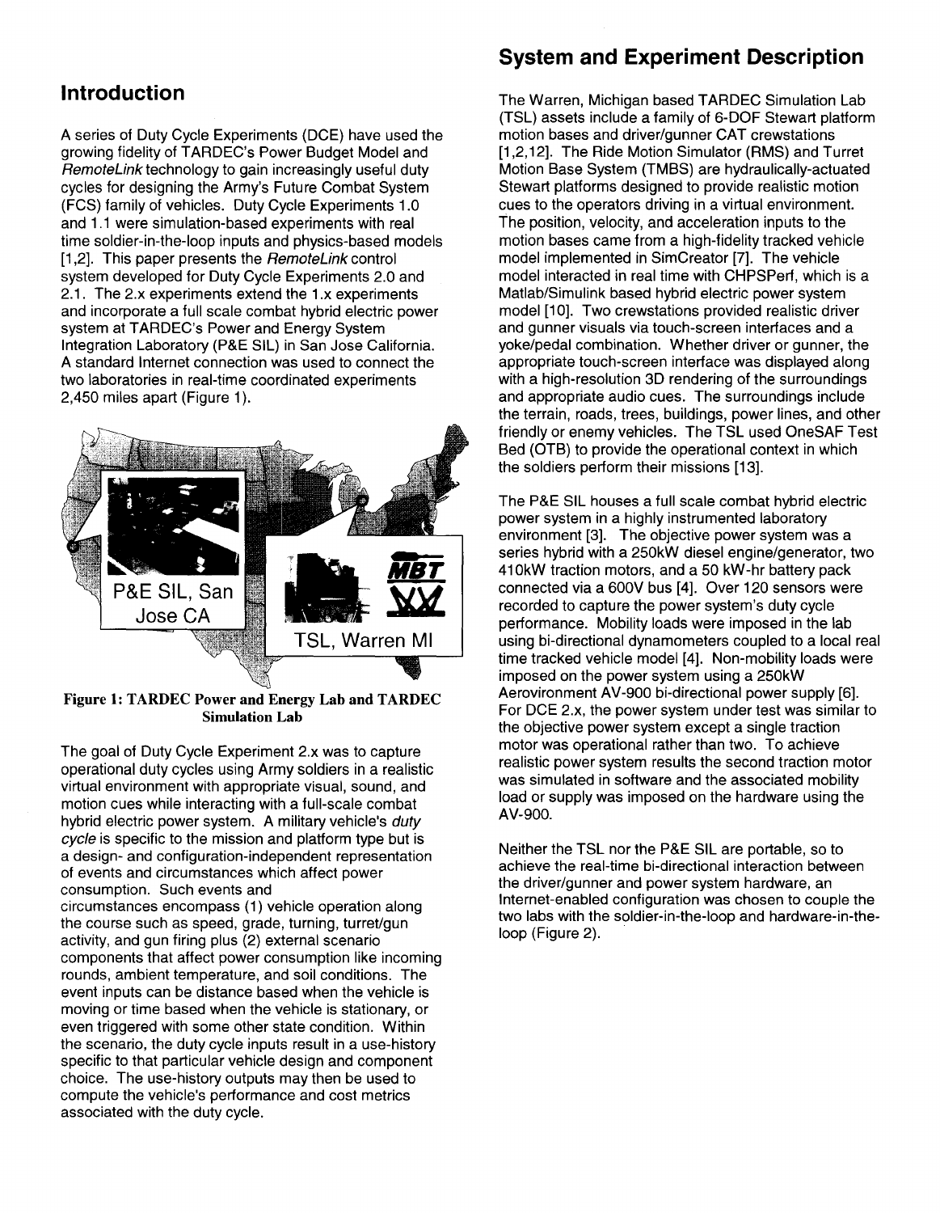## Introduction

A series of Duty Cycle Experiments (DCE) have used the growing fidelity of TARDEC's Power Budget Model and *RemoteLink* technology to gain increasingly useful duty cycles for designing the Army's Future Combat System (FCS) family of vehicles. Duty Cycle Experiments 1.0 and 1.1 were simulation-based experiments with real time soldier-in-the-loop inputs and physics-based models [1,2]. This paper presents the *RemoteLink* control system developed for Duty Cycle Experiments 2.0 and 2.1. The 2.x experiments extend the 1.x experiments and incorporate a full scale combat hybrid electric power system at TARDEC's Power and Energy System Integration Laboratory (P&E SIL) in San Jose California. A standard Internet connection was used to connect the two laboratories in real-time coordinated experiments 2,450 miles apart (Figure 1).

**Figure 1: TARDEC Power and Energy Lab and TARDEC Simulation Lab**

The goal of Duty Cycle Experiment 2.x was to capture operational duty cycles using Army soldiers in a realistic virtual environment with appropriate visual, sound, and motion cues while interacting with a full-scale combat hybrid electric power system. A military vehicle's *duty cycle* is specific to the mission and platform type but is a design- and configuration-independent representation of events and circumstances which affect power consumption. Such events and circumstances encompass (1) vehicle operation along the course such as speed, grade, turning, turret/gun activity, and gun firing plus (2) external scenario components that affect power consumption like incoming rounds, ambient temperature, and soil conditions. The event inputs can be distance based when the vehicle is moving or time based when the vehicle is stationary, or even triggered with some other state condition. Within the scenario, the duty cycle inputs result in a use-history specific to that particular vehicle design and component choice. The use-history outputs may then be used to compute the vehicle's performance and cost metrics associated with the duty cycle.

## System and Experiment Description

The Warren, Michigan based TARDEC Simulation Lab (TSL) assets include a family of 6-DOF Stewart platform motion bases and driver/gunner CAT crewstations [1,2,12]. The Ride Motion Simulator (RMS) and Turret Motion Base System (TMBS) are hydraulically-actuated Stewart platforms designed to provide realistic motion cues to the operators driving in a virtual environment. The position, velocity, and acceleration inputs to the motion bases came from a high-fidelity tracked vehicle model implemented in SimCreator [7]. The vehicle model interacted in real time with CHPSPerf, which is a Matlab/Simulink based hybrid electric power system model [10]. Two crewstations provided realistic driver and gunner visuals via touch-screen interfaces and a yoke/pedal combination. Whether driver or gunner, the appropriate touch-screen interface was displayed along with a high-resolution 3D rendering of the surroundings and appropriate audio cues. The surroundings include the terrain, roads, trees, buildings, power lines, and other friendly or enemy vehicles. The TSL used OneSAF Test Bed (OTB) to provide the operational context in which the soldiers perform their missions [13].

The P&E SIL houses a full scale combat hybrid electric power system in a highly instrumented laboratory environment [3]. The objective power system was a series hybrid with a 250kW diesel engine/generator, two 410kW traction motors, and a 50 kW-hr battery pack connected via a 600V bus [4]. Over 120 sensors were recorded to capture the power system's duty cycle performance. Mobility loads were imposed in the lab using bi-directional dynamometers coupled to a local real time tracked vehicle model [4]. Non-mobility loads were imposed on the power system using a 250kW Aerovironment AV-900 bi-directional power supply [6]. For DCE 2.x, the power system under test was similar to the objective power system except a single traction motor was operational rather than two. To achieve realistic power system results the second traction motor was simulated in software and the associated mobility load or supply was imposed on the hardware using the AV-900.

Neither the TSL nor the P&E SIL are portable, so to achieve the real-time bi-directional interaction between the driver/gunner and power system hardware, an Internet-enabled configuration was chosen to couple the two labs with the soldier-in-the-loop and hardware-in-the-loop (Figure 2).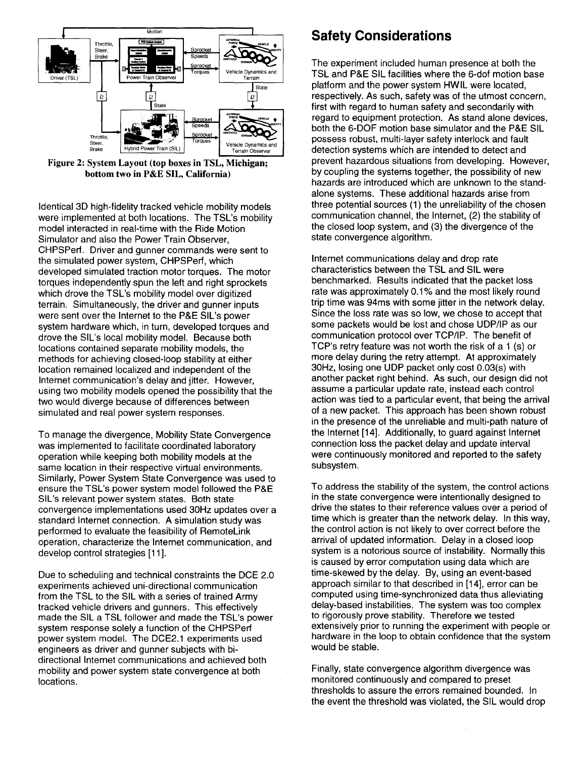Figure 2: System Layout (top boxes in TSL, Michigan; bottom two in P&E SIL, California)

Identical 3D high-fidelity tracked vehicle mobility models were implemented at both locations. The TSL's mobility model interacted in real-time with the Ride Motion Simulator and also the Power Train Observer, CHPSPerf. Driver and gunner commands were sent to the simulated power system, CHPSPerf, which developed simulated traction motor torques. The motor torques independently spun the left and right sprockets which drove the TSL's mobility model over digitized terrain. Simultaneously, the driver and gunner inputs were sent over the Internet to the P&E SIL's power system hardware which, in turn, developed torques and drove the SIL's local mobility model. Because both locations contained separate mobility models, the methods for achieving closed-loop stability at either location remained localized and independent of the Internet communication's delay and jitter. However, using two mobility models opened the possibility that the two would diverge because of differences between simulated and real power system responses.

To manage the divergence, Mobility State Convergence was implemented to facilitate coordinated laboratory operation while keeping both mobility models at the same location in their respective virtual environments. Similarly, Power System State Convergence was used to ensure the TSL's power system model followed the P&E SIL's relevant power system states. Both state convergence implementations used 30Hz updates over a standard Internet connection. A simulation study was performed to evaluate the feasibility of RemoteLink operation, characterize the Internet communication, and develop control strategies [11].

Due to scheduling and technical constraints the DCE 2.0 experiments achieved uni-directional communication from the TSL to the SIL with a series of trained Army tracked vehicle drivers and gunners. This effectively made the SIL a TSL follower and made the TSL's power system response solely a function of the CHPSPerf power system model. The DCE2.1 experiments used engineers as driver and gunner subjects with bi-directional Internet communications and achieved both mobility and power system state convergence at both locations.

## Safety Considerations

The experiment included human presence at both the TSL and P&E SIL facilities where the 6-dof motion base platform and the power system HWIL were located, respectively. As such, safety was of the utmost concern, first with regard to human safety and secondarily with regard to equipment protection. As stand alone devices, both the 6-DOF motion base simulator and the P&E SIL possess robust, multi-layer safety interlock and fault detection systems which are intended to detect and prevent hazardous situations from developing. However, by coupling the systems together, the possibility of new hazards are introduced which are unknown to the stand-alone systems. These additional hazards arise from three potential sources (1) the unreliability of the chosen communication channel, the Internet, (2) the stability of the closed loop system, and (3) the divergence of the state convergence algorithm.

Internet communications delay and drop rate characteristics between the TSL and SIL were benchmarked. Results indicated that the packet loss rate was approximately 0.1% and the most likely round trip time was 94ms with some jitter in the network delay. Since the loss rate was so low, we chose to accept that some packets would be lost and chose UDP/IP as our communication protocol over TCP/IP. The benefit of TCP's retry feature was not worth the risk of a 1 (s) or more delay during the retry attempt. At approximately 30Hz, losing one UDP packet only cost 0.03(s) with another packet right behind. As such, our design did not assume a particular update rate, instead each control action was tied to a particular event, that being the arrival of a new packet. This approach has been shown robust in the presence of the unreliable and multi-path nature of the Internet [14]. Additionally, to guard against Internet connection loss the packet delay and update interval were continuously monitored and reported to the safety subsystem.

To address the stability of the system, the control actions in the state convergence were intentionally designed to drive the states to their reference values over a period of time which is greater than the network delay. In this way, the control action is not likely to over correct before the arrival of updated information. Delay in a closed loop system is a notorious source of instability. Normally this is caused by error computation using data which are time-skewed by the delay. By, using an event-based approach similar to that described in [14], error can be computed using time-synchronized data thus alleviating delay-based instabilities. The system was too complex to rigorously prove stability. Therefore we tested extensively prior to running the experiment with people or hardware in the loop to obtain confidence that the system would be stable.

Finally, state convergence algorithm divergence was monitored continuously and compared to preset thresholds to assure the errors remained bounded. In the event the threshold was violated, the SIL would drop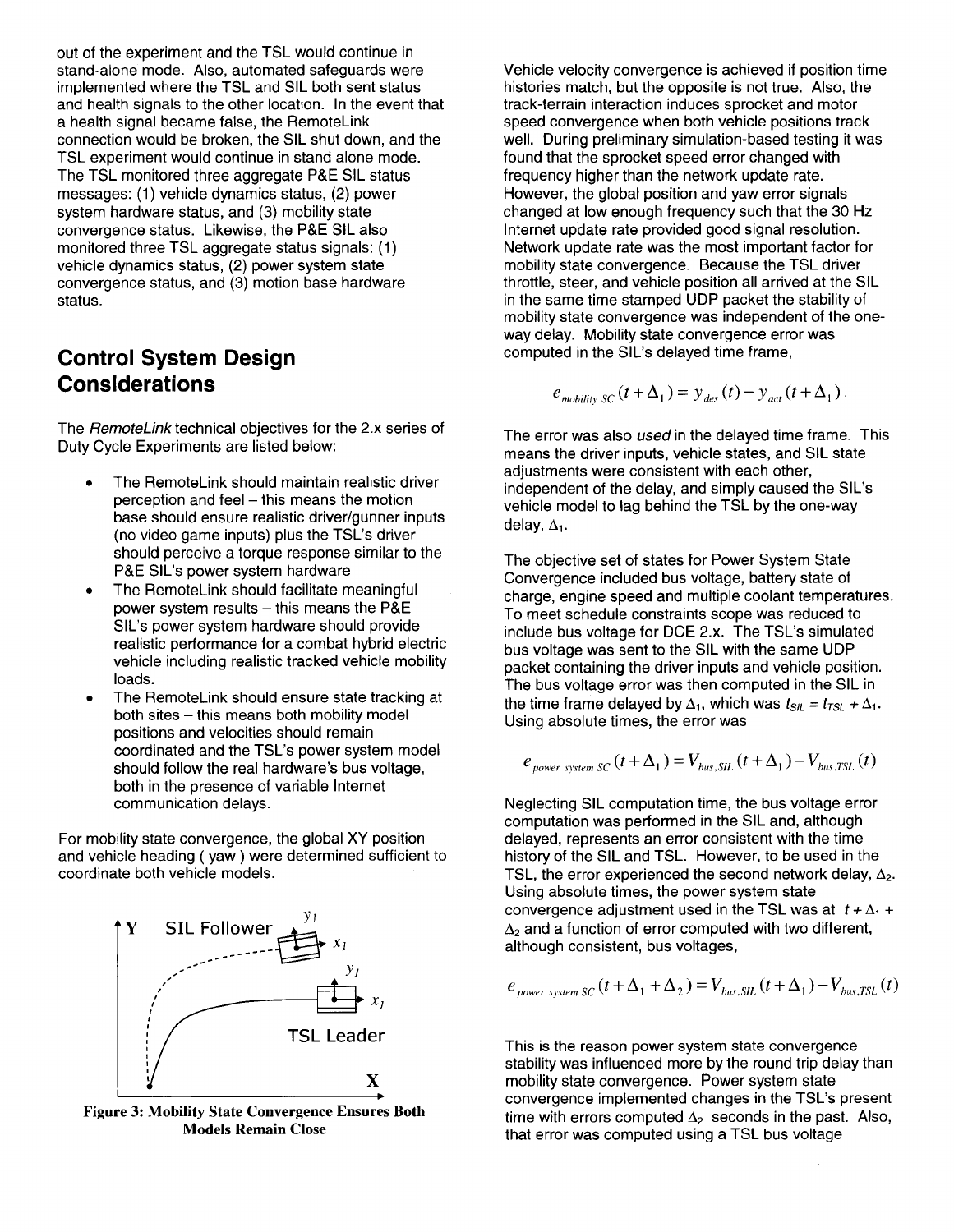out of the experiment and the TSL would continue in stand-alone mode. Also, automated safeguards were implemented where the TSL and SIL both sent status and health signals to the other location. In the event that a health signal became false, the RemoteLink connection would be broken, the SIL shut down, and the TSL experiment would continue in stand alone mode. The TSL monitored three aggregate P&E SIL status messages: (1) vehicle dynamics status, (2) power system hardware status, and (3) mobility state convergence status. Likewise, the P&E SIL also monitored three TSL aggregate status signals: (1) vehicle dynamics status, (2) power system state convergence status, and (3) motion base hardware status.

## Control System Design Considerations

The *RemoteLink* technical objectives for the 2.x series of Duty Cycle Experiments are listed below:

- The RemoteLink should maintain realistic driver perception and feel – this means the motion base should ensure realistic driver/gunner inputs (no video game inputs) plus the TSL's driver should perceive a torque response similar to the P&E SIL's power system hardware
- The RemoteLink should facilitate meaningful power system results – this means the P&E SIL's power system hardware should provide realistic performance for a combat hybrid electric vehicle including realistic tracked vehicle mobility loads.
- The RemoteLink should ensure state tracking at both sites – this means both mobility model positions and velocities should remain coordinated and the TSL's power system model should follow the real hardware's bus voltage, both in the presence of variable Internet communication delays.

For mobility state convergence, the global XY position and vehicle heading ( yaw ) were determined sufficient to coordinate both vehicle models.

**Figure 3: Mobility State Convergence Ensures Both Models Remain Close**

Vehicle velocity convergence is achieved if position time histories match, but the opposite is not true. Also, the track-terrain interaction induces sprocket and motor speed convergence when both vehicle positions track well. During preliminary simulation-based testing it was found that the sprocket speed error changed with frequency higher than the network update rate. However, the global position and yaw error signals changed at low enough frequency such that the 30 Hz Internet update rate provided good signal resolution. Network update rate was the most important factor for mobility state convergence. Because the TSL driver throttle, steer, and vehicle position all arrived at the SIL in the same time stamped UDP packet the stability of mobility state convergence was independent of the one-way delay. Mobility state convergence error was computed in the SIL's delayed time frame,

$$e_{mobility\ SC}(t+\Delta_1) = y_{des}(t) - y_{act}(t+\Delta_1).$$

The error was also *used* in the delayed time frame. This means the driver inputs, vehicle states, and SIL state adjustments were consistent with each other, independent of the delay, and simply caused the SIL's vehicle model to lag behind the TSL by the one-way delay, $\Delta_1$.

The objective set of states for Power System State Convergence included bus voltage, battery state of charge, engine speed and multiple coolant temperatures. To meet schedule constraints scope was reduced to include bus voltage for DCE 2.x. The TSL's simulated bus voltage was sent to the SIL with the same UDP packet containing the driver inputs and vehicle position. The bus voltage error was then computed in the SIL in the time frame delayed by $\Delta_1$, which was $t_{SIL} = t_{TSL} + \Delta_1$. Using absolute times, the error was

$$e_{power\ system\ SC}(t+\Delta_1) = V_{bus,SIL}(t+\Delta_1) - V_{bus,TSL}(t)$$

Neglecting SIL computation time, the bus voltage error computation was performed in the SIL and, although delayed, represents an error consistent with the time history of the SIL and TSL. However, to be used in the TSL, the error experienced the second network delay, $\Delta_2$. Using absolute times, the power system state convergence adjustment used in the TSL was at $t + \Delta_1 + \Delta_2$ and a function of error computed with two different, although consistent, bus voltages,

$$e_{power\ system\ SC}(t+\Delta_1+\Delta_2) = V_{bus,SIL}(t+\Delta_1) - V_{bus,TSL}(t)$$

This is the reason power system state convergence stability was influenced more by the round trip delay than mobility state convergence. Power system state convergence implemented changes in the TSL's present time with errors computed $\Delta_2$ seconds in the past. Also, that error was computed using a TSL bus voltage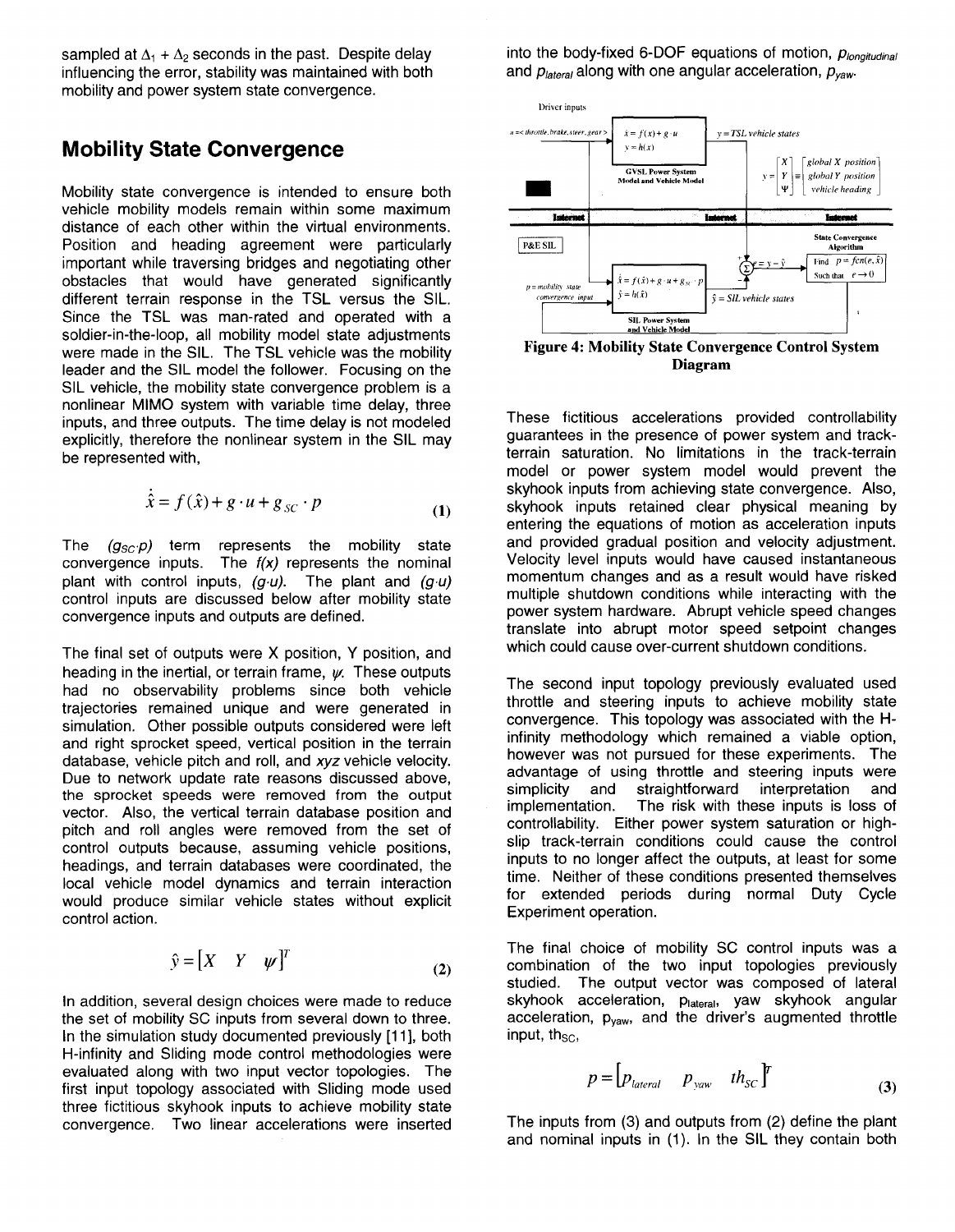sampled at $\Delta_1 + \Delta_2$ seconds in the past. Despite delay influencing the error, stability was maintained with both mobility and power system state convergence.

## Mobility State Convergence

Mobility state convergence is intended to ensure both vehicle mobility models remain within some maximum distance of each other within the virtual environments. Position and heading agreement were particularly important while traversing bridges and negotiating other obstacles that would have generated significantly different terrain response in the TSL versus the SIL. Since the TSL was man-rated and operated with a soldier-in-the-loop, all mobility model state adjustments were made in the SIL. The TSL vehicle was the mobility leader and the SIL model the follower. Focusing on the SIL vehicle, the mobility state convergence problem is a nonlinear MIMO system with variable time delay, three inputs, and three outputs. The time delay is not modeled explicitly, therefore the nonlinear system in the SIL may be represented with,

$$\dot{\hat{x}} = f(\hat{x}) + g \cdot u + g_{SC} \cdot p \tag{1}$$

The $(g_{SC} \cdot p)$ term represents the mobility state convergence inputs. The $f(x)$ represents the nominal plant with control inputs, $(g \cdot u)$. The plant and $(g \cdot u)$ control inputs are discussed below after mobility state convergence inputs and outputs are defined.

The final set of outputs were X position, Y position, and heading in the inertial, or terrain frame, $\psi$. These outputs had no observability problems since both vehicle trajectories remained unique and were generated in simulation. Other possible outputs considered were left and right sprocket speed, vertical position in the terrain database, vehicle pitch and roll, and *xyz* vehicle velocity. Due to network update rate reasons discussed above, the sprocket speeds were removed from the output vector. Also, the vertical terrain database position and pitch and roll angles were removed from the set of control outputs because, assuming vehicle positions, headings, and terrain databases were coordinated, the local vehicle model dynamics and terrain interaction would produce similar vehicle states without explicit control action.

$$\hat{y} = \begin{bmatrix} X & Y & \psi \end{bmatrix}^T \tag{2}$$

In addition, several design choices were made to reduce the set of mobility SC inputs from several down to three. In the simulation study documented previously [11], both H-infinity and Sliding mode control methodologies were evaluated along with two input vector topologies. The first input topology associated with Sliding mode used three fictitious skyhook inputs to achieve mobility state convergence. Two linear accelerations were inserted into the body-fixed 6-DOF equations of motion, $p_{longitudinal}$ and $p_{lateral}$ along with one angular acceleration, $p_{yaw}$.

**Figure 4: Mobility State Convergence Control System Diagram**

These fictitious accelerations provided controllability guarantees in the presence of power system and track-terrain saturation. No limitations in the track-terrain model or power system model would prevent the skyhook inputs from achieving state convergence. Also, skyhook inputs retained clear physical meaning by entering the equations of motion as acceleration inputs and provided gradual position and velocity adjustment. Velocity level inputs would have caused instantaneous momentum changes and as a result would have risked multiple shutdown conditions while interacting with the power system hardware. Abrupt vehicle speed changes translate into abrupt motor speed setpoint changes which could cause over-current shutdown conditions.

The second input topology previously evaluated used throttle and steering inputs to achieve mobility state convergence. This topology was associated with the H-infinity methodology which remained a viable option, however was not pursued for these experiments. The advantage of using throttle and steering inputs were simplicity and straightforward interpretation and implementation. The risk with these inputs is loss of controllability. Either power system saturation or high-slip track-terrain conditions could cause the control inputs to no longer affect the outputs, at least for some time. Neither of these conditions presented themselves for extended periods during normal Duty Cycle Experiment operation.

The final choice of mobility SC control inputs was a combination of the two input topologies previously studied. The output vector was composed of lateral skyhook acceleration, $p_{lateral}$, yaw skyhook angular acceleration, $p_{yaw}$, and the driver's augmented throttle input, $th_{SC}$,

$$p = \begin{bmatrix} p_{lateral} & p_{yaw} & th_{SC} \end{bmatrix}^T \tag{3}$$

The inputs from (3) and outputs from (2) define the plant and nominal inputs in (1). In the SIL they contain both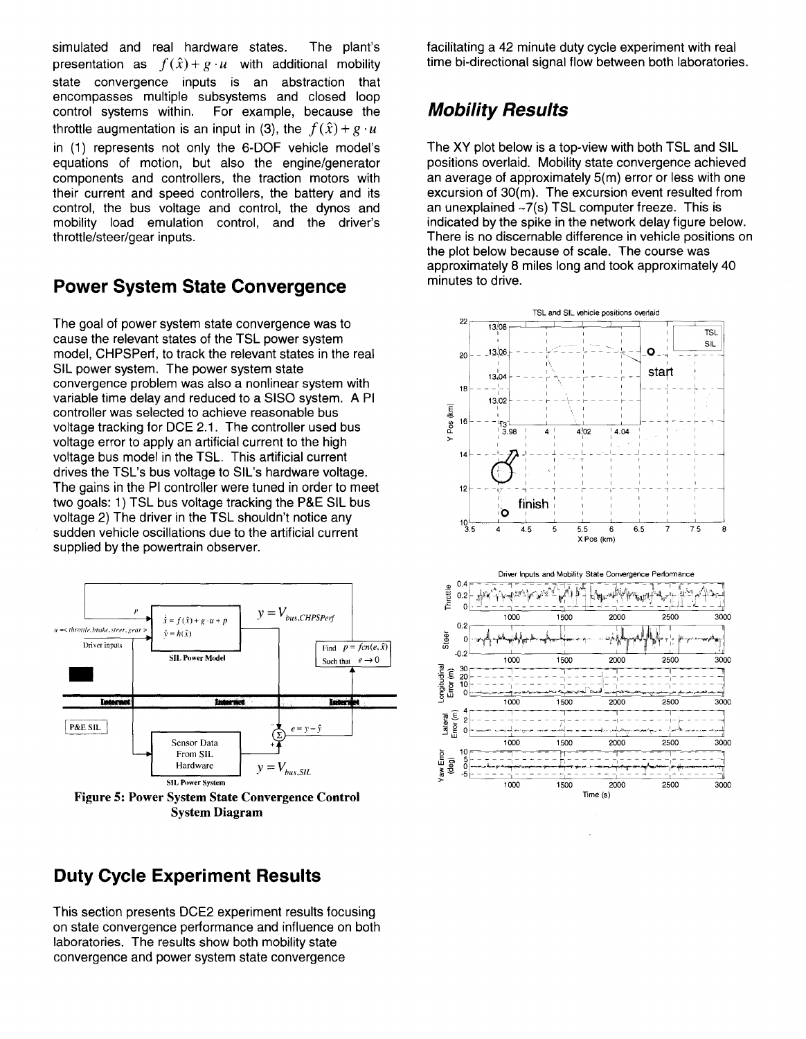simulated and real hardware states. The plant's presentation as $f(\hat{x})+g\cdot u$ with additional mobility state convergence inputs is an abstraction that encompasses multiple subsystems and closed loop control systems within. For example, because the throttle augmentation is an input in (3), the $f(\hat{x})+g\cdot u$ in (1) represents not only the 6-DOF vehicle model's equations of motion, but also the engine/generator components and controllers, the traction motors with their current and speed controllers, the battery and its control, the bus voltage and control, the dynos and mobility load emulation control, and the driver's throttle/steer/gear inputs.

## Power System State Convergence

The goal of power system state convergence was to cause the relevant states of the TSL power system model, CHPSPerf, to track the relevant states in the real SIL power system. The power system state convergence problem was also a nonlinear system with variable time delay and reduced to a SISO system. A PI controller was selected to achieve reasonable bus voltage tracking for DCE 2.1. The controller used bus voltage error to apply an artificial current to the high voltage bus model in the TSL. This artificial current drives the TSL's bus voltage to SIL's hardware voltage. The gains in the PI controller were tuned in order to meet two goals: 1) TSL bus voltage tracking the P&E SIL bus voltage 2) The driver in the TSL shouldn't notice any sudden vehicle oscillations due to the artificial current supplied by the powertrain observer.

**Figure 5: Power System State Convergence Control System Diagram**

## Duty Cycle Experiment Results

This section presents DCE2 experiment results focusing on state convergence performance and influence on both laboratories. The results show both mobility state convergence and power system state convergence facilitating a 42 minute duty cycle experiment with real time bi-directional signal flow between both laboratories.

## *Mobility Results*

The XY plot below is a top-view with both TSL and SIL positions overlaid. Mobility state convergence achieved an average of approximately 5(m) error or less with one excursion of 30(m). The excursion event resulted from an unexplained ~7(s) TSL computer freeze. This is indicated by the spike in the network delay figure below. There is no discernable difference in vehicle positions on the plot below because of scale. The course was approximately 8 miles long and took approximately 40 minutes to drive.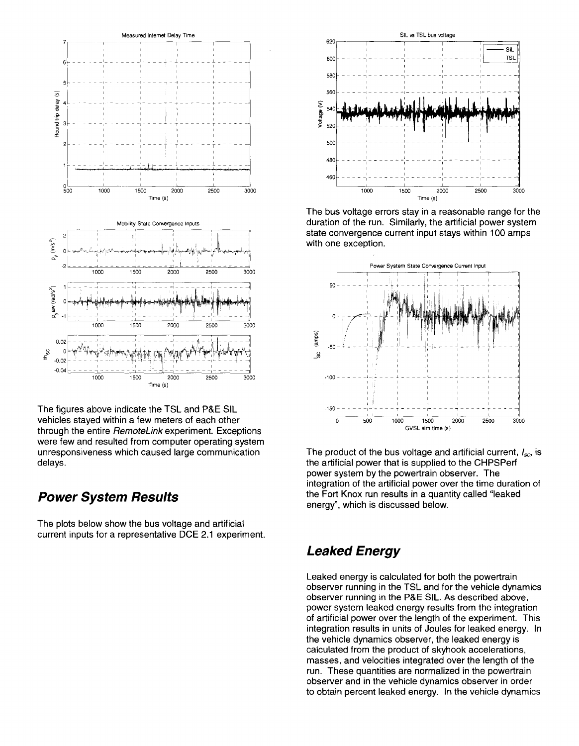The figures above indicate the TSL and P&E SIL vehicles stayed within a few meters of each other through the entire *RemoteLink* experiment. Exceptions were few and resulted from computer operating system unresponsiveness which caused large communication delays.

## Power System Results

The plots below show the bus voltage and artificial current inputs for a representative DCE 2.1 experiment.

The bus voltage errors stay in a reasonable range for the duration of the run. Similarly, the artificial power system state convergence current input stays within 100 amps with one exception.

The product of the bus voltage and artificial current, $I_{sc}$, is the artificial power that is supplied to the CHPSPerf power system by the powertrain observer. The integration of the artificial power over the time duration of the Fort Knox run results in a quantity called "leaked energy", which is discussed below.

## Leaked Energy

Leaked energy is calculated for both the powertrain observer running in the TSL and for the vehicle dynamics observer running in the P&E SIL. As described above, power system leaked energy results from the integration of artificial power over the length of the experiment. This integration results in units of Joules for leaked energy. In the vehicle dynamics observer, the leaked energy is calculated from the product of skyhook accelerations, masses, and velocities integrated over the length of the run. These quantities are normalized in the powertrain observer and in the vehicle dynamics observer in order to obtain percent leaked energy. In the vehicle dynamics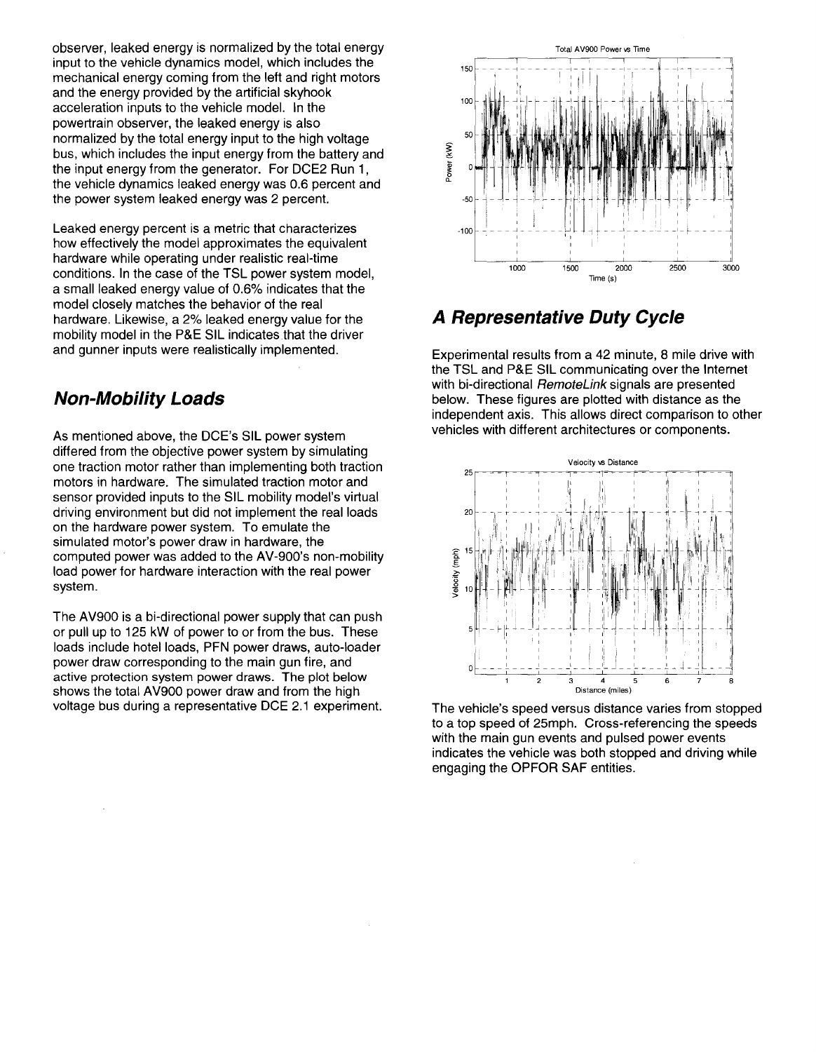observer, leaked energy is normalized by the total energy input to the vehicle dynamics model, which includes the mechanical energy coming from the left and right motors and the energy provided by the artificial skyhook acceleration inputs to the vehicle model. In the powertrain observer, the leaked energy is also normalized by the total energy input to the high voltage bus, which includes the input energy from the battery and the input energy from the generator. For DCE2 Run 1, the vehicle dynamics leaked energy was 0.6 percent and the power system leaked energy was 2 percent.

Leaked energy percent is a metric that characterizes how effectively the model approximates the equivalent hardware while operating under realistic real-time conditions. In the case of the TSL power system model, a small leaked energy value of 0.6% indicates that the model closely matches the behavior of the real hardware. Likewise, a 2% leaked energy value for the mobility model in the P&E SIL indicates that the driver and gunner inputs were realistically implemented.

## *Non-Mobility Loads*

As mentioned above, the DCE's SIL power system differed from the objective power system by simulating one traction motor rather than implementing both traction motors in hardware. The simulated traction motor and sensor provided inputs to the SIL mobility model's virtual driving environment but did not implement the real loads on the hardware power system. To emulate the simulated motor's power draw in hardware, the computed power was added to the AV-900's non-mobility load power for hardware interaction with the real power system.

The AV900 is a bi-directional power supply that can push or pull up to 125 kW of power to or from the bus. These loads include hotel loads, PFN power draws, auto-loader power draw corresponding to the main gun fire, and active protection system power draws. The plot below shows the total AV900 power draw and from the high voltage bus during a representative DCE 2.1 experiment.

## *A Representative Duty Cycle*

Experimental results from a 42 minute, 8 mile drive with the TSL and P&E SIL communicating over the Internet with bi-directional *RemoteLink* signals are presented below. These figures are plotted with distance as the independent axis. This allows direct comparison to other vehicles with different architectures or components.

The vehicle's speed versus distance varies from stopped to a top speed of 25mph. Cross-referencing the speeds with the main gun events and pulsed power events indicates the vehicle was both stopped and driving while engaging the OPFOR SAF entities.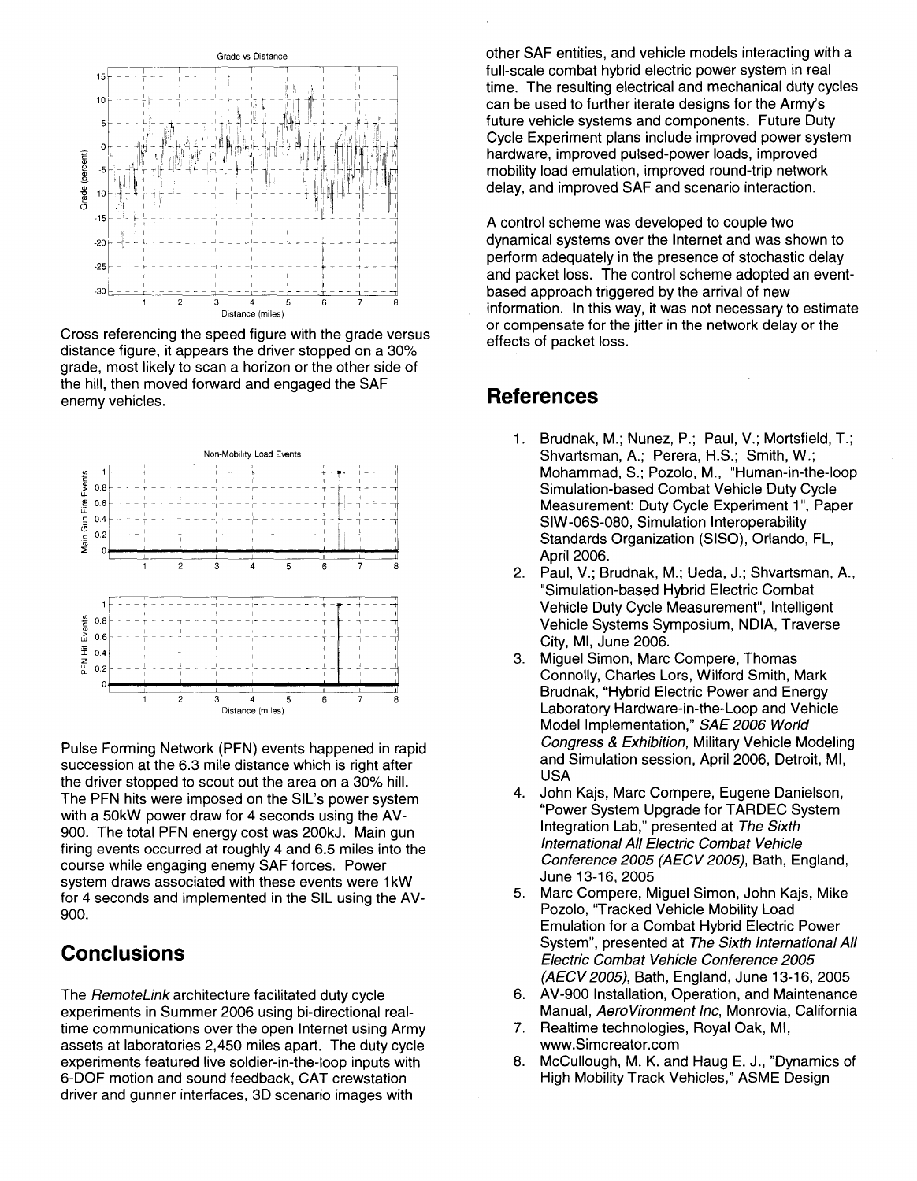Cross referencing the speed figure with the grade versus distance figure, it appears the driver stopped on a 30% grade, most likely to scan a horizon or the other side of the hill, then moved forward and engaged the SAF enemy vehicles.

Pulse Forming Network (PFN) events happened in rapid succession at the 6.3 mile distance which is right after the driver stopped to scout out the area on a 30% hill. The PFN hits were imposed on the SIL's power system with a 50kW power draw for 4 seconds using the AV-900. The total PFN energy cost was 200kJ. Main gun firing events occurred at roughly 4 and 6.5 miles into the course while engaging enemy SAF forces. Power system draws associated with these events were 1kW for 4 seconds and implemented in the SIL using the AV-900.

## Conclusions

The *RemoteLink* architecture facilitated duty cycle experiments in Summer 2006 using bi-directional real-time communications over the open Internet using Army assets at laboratories 2,450 miles apart. The duty cycle experiments featured live soldier-in-the-loop inputs with 6-DOF motion and sound feedback, CAT crewstation driver and gunner interfaces, 3D scenario images with other SAF entities, and vehicle models interacting with a full-scale combat hybrid electric power system in real time. The resulting electrical and mechanical duty cycles can be used to further iterate designs for the Army's future vehicle systems and components. Future Duty Cycle Experiment plans include improved power system hardware, improved pulsed-power loads, improved mobility load emulation, improved round-trip network delay, and improved SAF and scenario interaction.

A control scheme was developed to couple two dynamical systems over the Internet and was shown to perform adequately in the presence of stochastic delay and packet loss. The control scheme adopted an event-based approach triggered by the arrival of new information. In this way, it was not necessary to estimate or compensate for the jitter in the network delay or the effects of packet loss.

## References

1. Brudnak, M.; Nunez, P.; Paul, V.; Mortsfield, T.; Shvartsman, A.; Perera, H.S.; Smith, W.; Mohammad, S.; Pozolo, M., "Human-in-the-loop Simulation-based Combat Vehicle Duty Cycle Measurement: Duty Cycle Experiment 1", Paper SIW-06S-080, Simulation Interoperability Standards Organization (SISO), Orlando, FL, April 2006.
2. Paul, V.; Brudnak, M.; Ueda, J.; Shvartsman, A., "Simulation-based Hybrid Electric Combat Vehicle Duty Cycle Measurement", Intelligent Vehicle Systems Symposium, NDIA, Traverse City, MI, June 2006.
3. Miguel Simon, Marc Compere, Thomas Connolly, Charles Lors, Wilford Smith, Mark Brudnak, "Hybrid Electric Power and Energy Laboratory Hardware-in-the-Loop and Vehicle Model Implementation," *SAE 2006 World Congress & Exhibition*, Military Vehicle Modeling and Simulation session, April 2006, Detroit, MI, USA
4. John Kajs, Marc Compere, Eugene Danielson, "Power System Upgrade for TARDEC System Integration Lab," presented at *The Sixth International All Electric Combat Vehicle Conference 2005 (AECV 2005)*, Bath, England, June 13-16, 2005
5. Marc Compere, Miguel Simon, John Kajs, Mike Pozolo, "Tracked Vehicle Mobility Load Emulation for a Combat Hybrid Electric Power System", presented at *The Sixth International All Electric Combat Vehicle Conference 2005 (AECV 2005)*, Bath, England, June 13-16, 2005
6. AV-900 Installation, Operation, and Maintenance Manual, *AeroVironment Inc*, Monrovia, California
7. Realtime technologies, Royal Oak, MI, www.Simcreator.com
8. McCullough, M. K. and Haug E. J., "Dynamics of High Mobility Track Vehicles," ASME Design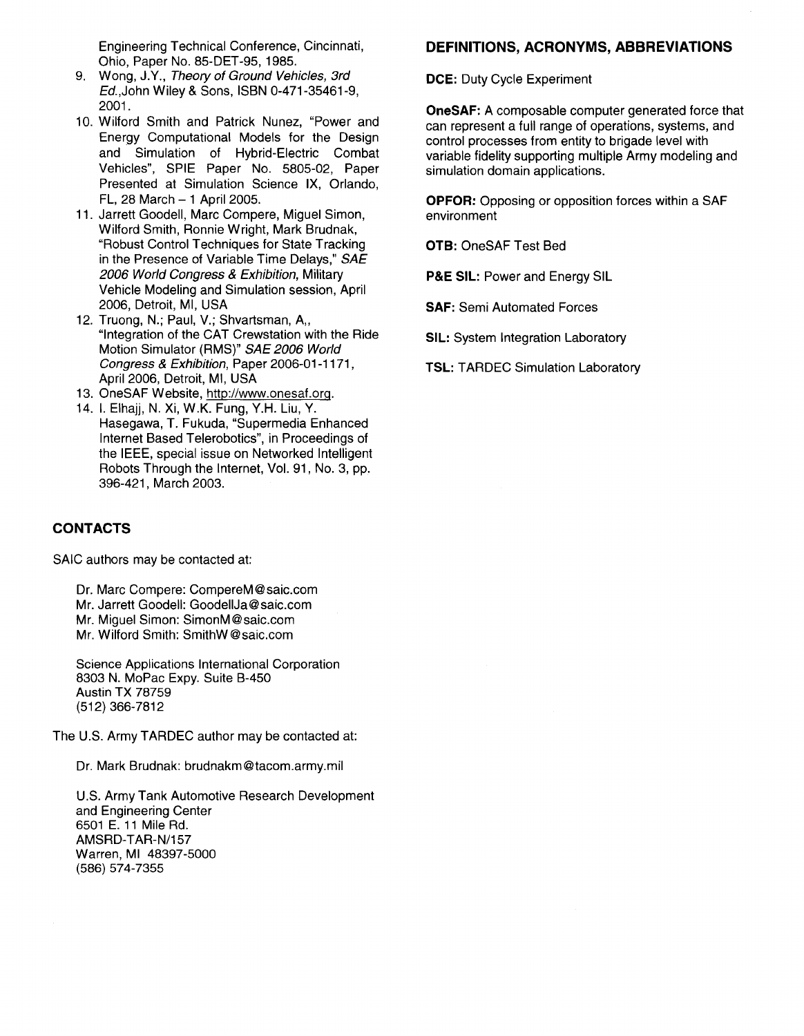Engineering Technical Conference, Cincinnati, Ohio, Paper No. 85-DET-95, 1985.

9. Wong, J.Y., *Theory of Ground Vehicles, 3rd Ed.*,John Wiley & Sons, ISBN 0-471-35461-9, 2001.
10. Wilford Smith and Patrick Nunez, "Power and Energy Computational Models for the Design and Simulation of Hybrid-Electric Combat Vehicles", SPIE Paper No. 5805-02, Paper Presented at Simulation Science IX, Orlando, FL, 28 March – 1 April 2005.
11. Jarrett Goodell, Marc Compere, Miguel Simon, Wilford Smith, Ronnie Wright, Mark Brudnak, "Robust Control Techniques for State Tracking in the Presence of Variable Time Delays," *SAE 2006 World Congress & Exhibition*, Military Vehicle Modeling and Simulation session, April 2006, Detroit, MI, USA
12. Truong, N.; Paul, V.; Shvartsman, A,, "Integration of the CAT Crewstation with the Ride Motion Simulator (RMS)" *SAE 2006 World Congress & Exhibition*, Paper 2006-01-1171, April 2006, Detroit, MI, USA
13. OneSAF Website, http://www.onesaf.org.
14. I. Elhajj, N. Xi, W.K. Fung, Y.H. Liu, Y. Hasegawa, T. Fukuda, "Supermedia Enhanced Internet Based Telerobotics", in Proceedings of the IEEE, special issue on Networked Intelligent Robots Through the Internet, Vol. 91, No. 3, pp. 396-421, March 2003.

## CONTACTS

SAIC authors may be contacted at:

Dr. Marc Compere: CompereM@saic.com
Mr. Jarrett Goodell: GoodellJa@saic.com
Mr. Miguel Simon: SimonM@saic.com
Mr. Wilford Smith: SmithW@saic.com

Science Applications International Corporation
8303 N. MoPac Expy. Suite B-450
Austin TX 78759
(512) 366-7812

The U.S. Army TARDEC author may be contacted at:

Dr. Mark Brudnak: brudnakm@tacom.army.mil

U.S. Army Tank Automotive Research Development and Engineering Center
6501 E. 11 Mile Rd.
AMSRD-TAR-N/157
Warren, MI 48397-5000
(586) 574-7355

## DEFINITIONS, ACRONYMS, ABBREVIATIONS

**DCE:** Duty Cycle Experiment

**OneSAF:** A composable computer generated force that can represent a full range of operations, systems, and control processes from entity to brigade level with variable fidelity supporting multiple Army modeling and simulation domain applications.

**OPFOR:** Opposing or opposition forces within a SAF environment

**OTB:** OneSAF Test Bed

**P&E SIL:** Power and Energy SIL

**SAF:** Semi Automated Forces

**SIL:** System Integration Laboratory

**TSL:** TARDEC Simulation Laboratory